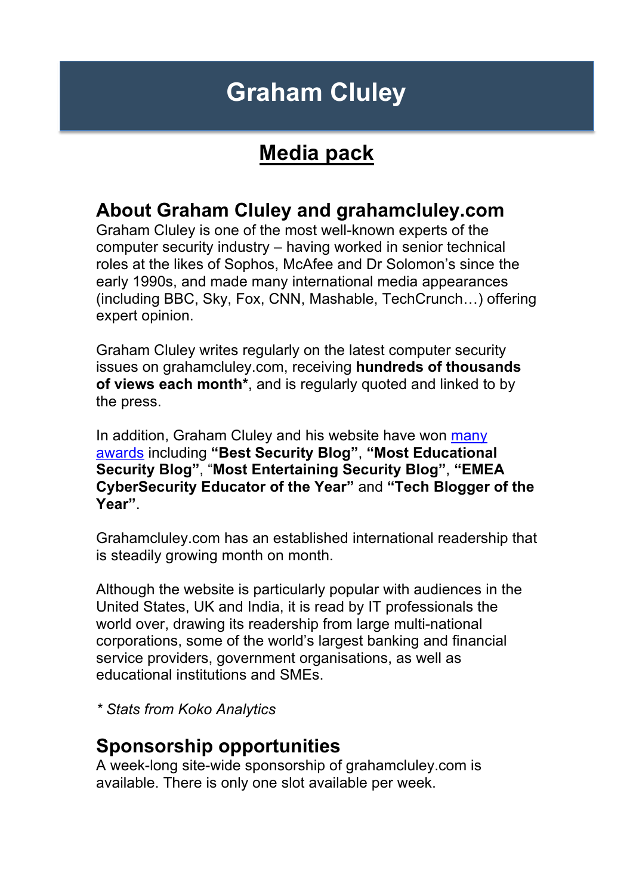# Graham Cluley

## Media pack

### About Graham Cluley and grahamcluley.com

Graham Cluley is one of the most well-known experts of the computer security industry – having worked in senior technical roles at the likes of Sophos, McAfee and Dr Solomon's since the early 1990s, and made many international media appearances (including BBC, Sky, Fox, CNN, Mashable, TechCrunch…) offering expert opinion.

Graham Cluley writes regularly on the latest computer security issues on grahamcluley.com, receiving **hundreds of thousands of views each month***, and is regularly quoted and linked to by the press.

In addition, Graham Cluley and his website have won many awards including **"Best Security Blog"**, **"Most Educational Security Blog"**, "**Most Entertaining Security Blog"**, **"EMEA CyberSecurity Educator of the Year"** and **"Tech Blogger of the Year"**.

Grahamcluley.com has an established international readership that is steadily growing month on month.

Although the website is particularly popular with audiences in the United States, UK and India, it is read by IT professionals the world over, drawing its readership from large multi-national corporations, some of the world's largest banking and financial service providers, government organisations, as well as educational institutions and SMEs.

*\* Stats from Koko Analytics*

### Sponsorship opportunities

A week-long site-wide sponsorship of grahamcluley.com is available. There is only one slot available per week.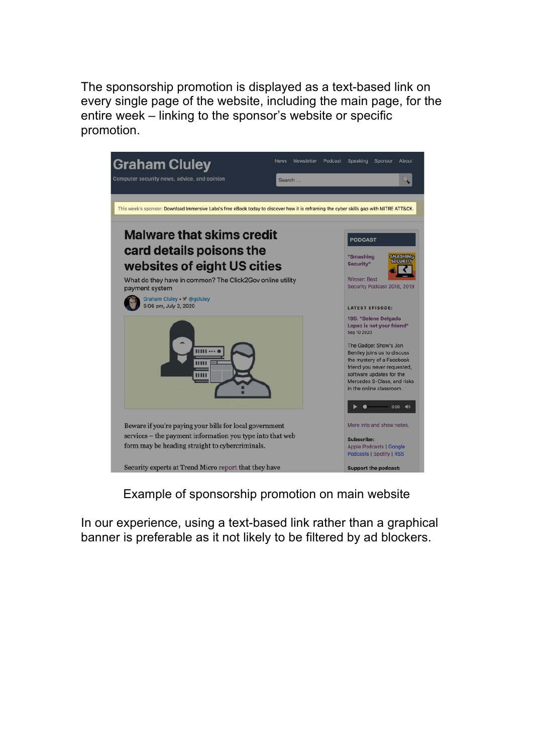The sponsorship promotion is displayed as a text-based link on every single page of the website, including the main page, for the entire week – linking to the sponsor's website or specific promotion.

Example of sponsorship promotion on main website

In our experience, using a text-based link rather than a graphical banner is preferable as it not likely to be filtered by ad blockers.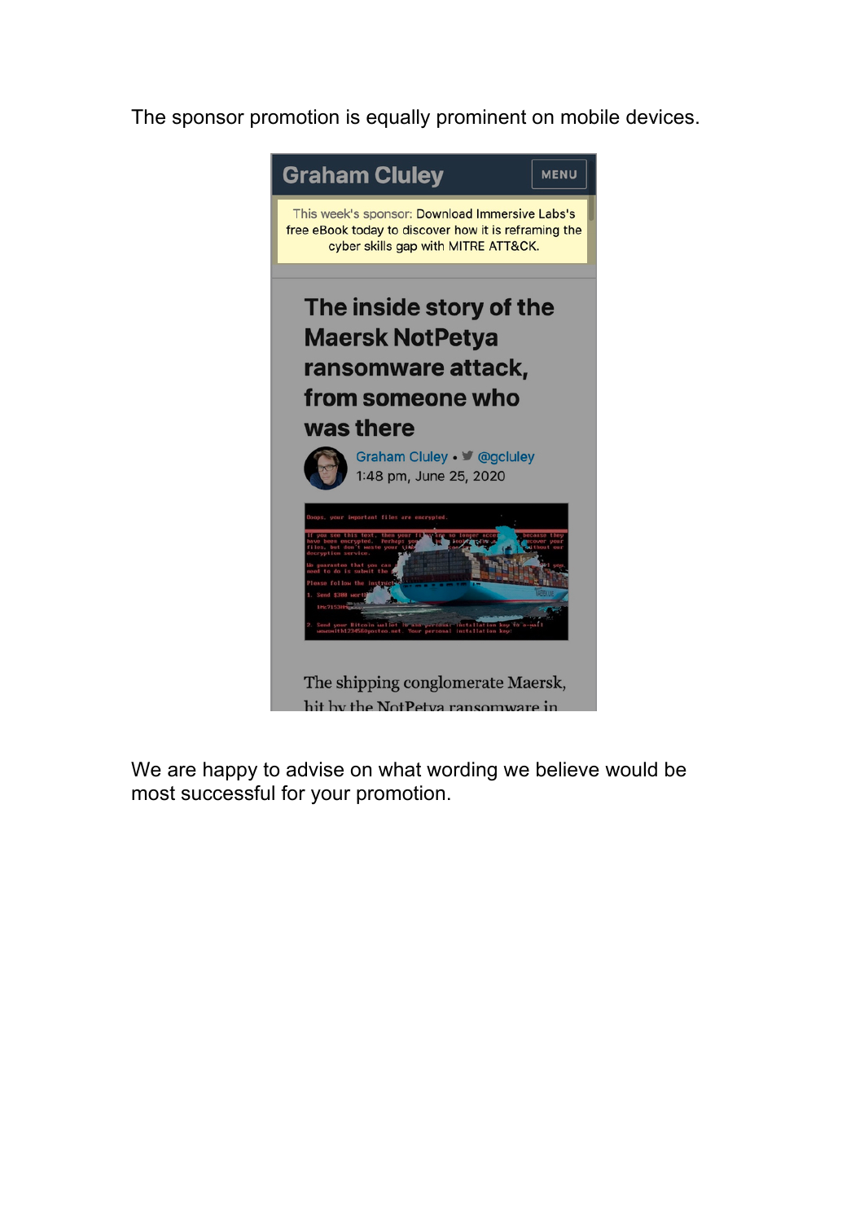The sponsor promotion is equally prominent on mobile devices.

We are happy to advise on what wording we believe would be most successful for your promotion.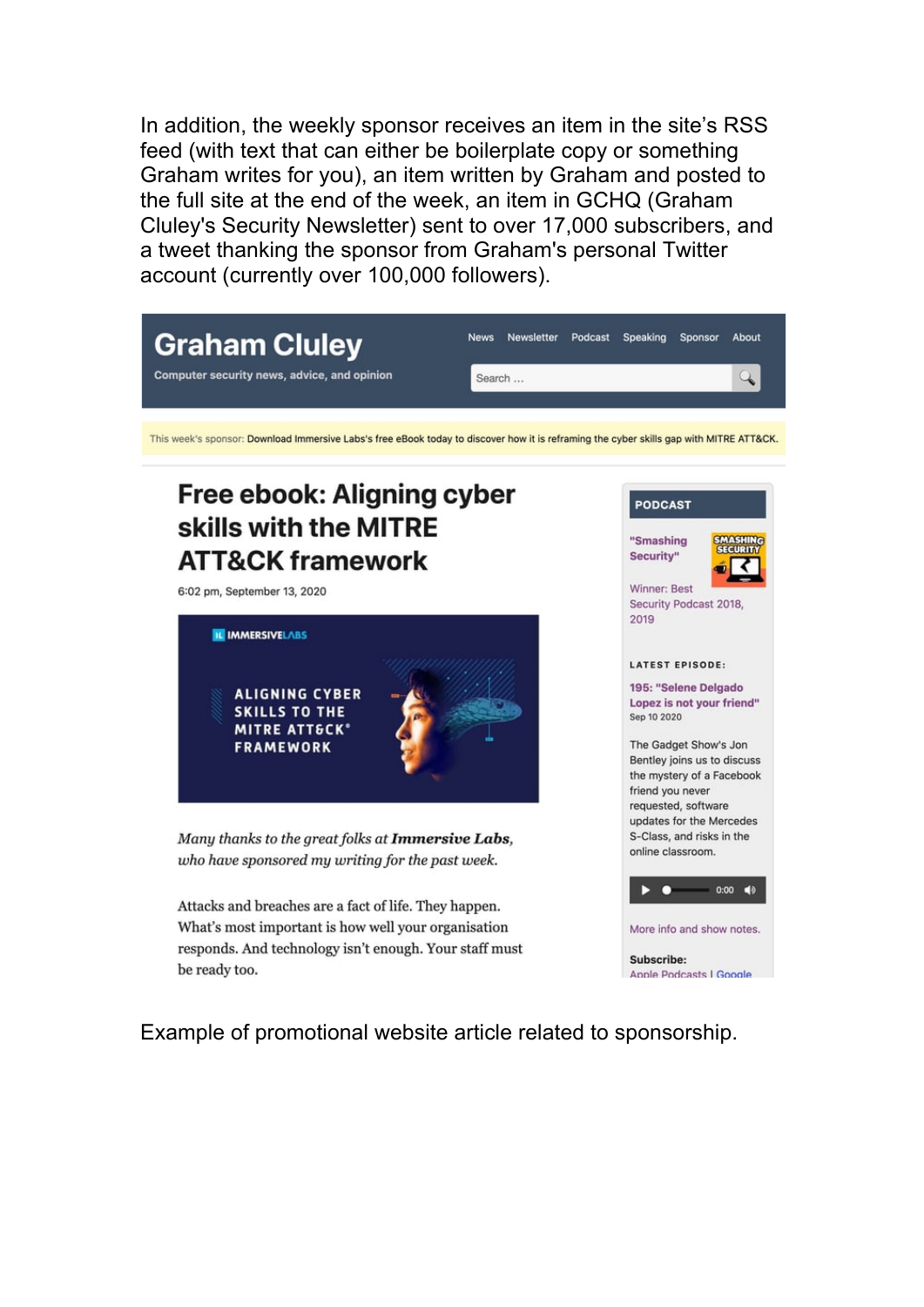In addition, the weekly sponsor receives an item in the site's RSS feed (with text that can either be boilerplate copy or something Graham writes for you), an item written by Graham and posted to the full site at the end of the week, an item in GCHQ (Graham Cluley's Security Newsletter) sent to over 17,000 subscribers, and a tweet thanking the sponsor from Graham's personal Twitter account (currently over 100,000 followers).

Example of promotional website article related to sponsorship.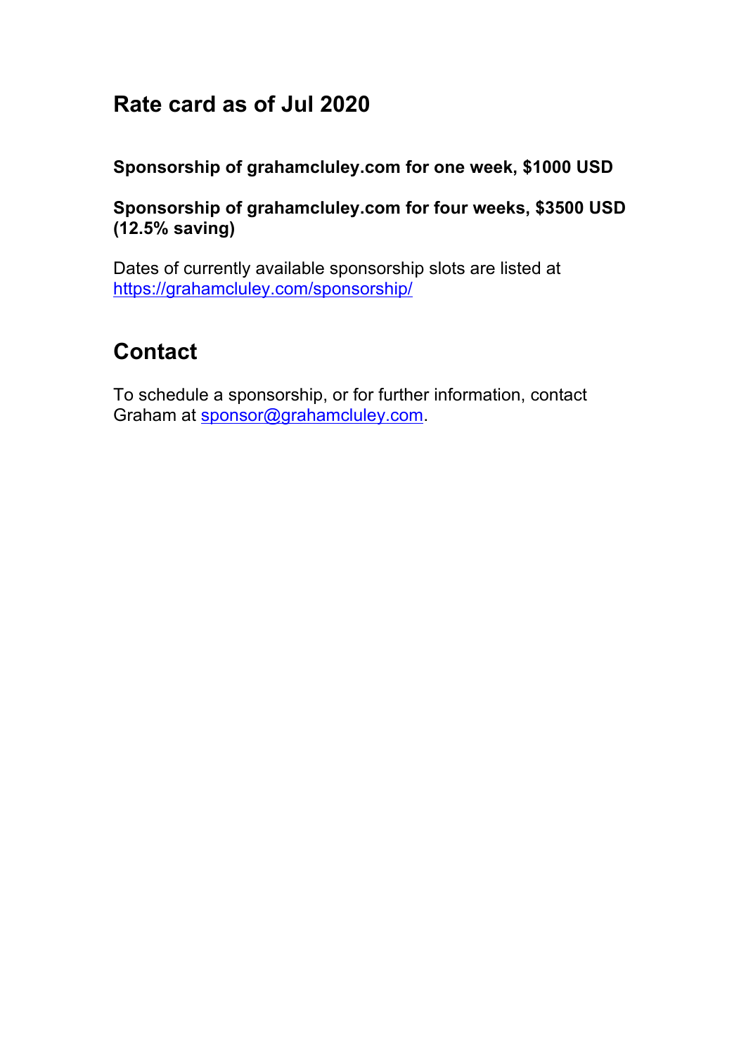## Rate card as of Jul 2020

**Sponsorship of grahamcluley.com for one week, $1000 USD**

**Sponsorship of grahamcluley.com for four weeks, $3500 USD (12.5% saving)**

Dates of currently available sponsorship slots are listed at [https://grahamcluley.com/sponsorship/](https://grahamcluley.com/sponsorship/)

## Contact

To schedule a sponsorship, or for further information, contact Graham at [sponsor@grahamcluley.com](mailto:sponsor@grahamcluley.com).